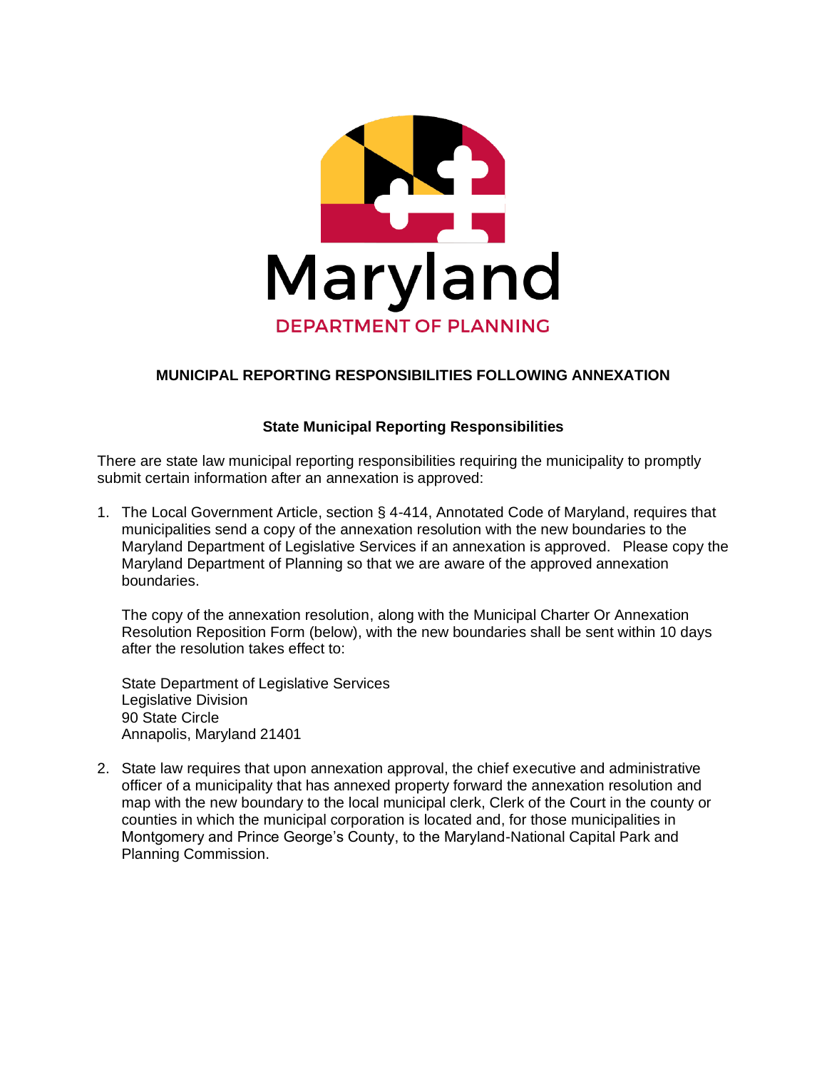Maryland

DEPARTMENT OF PLANNING

# MUNICIPAL REPORTING RESPONSIBILITIES FOLLOWING ANNEXATION

## State Municipal Reporting Responsibilities

There are state law municipal reporting responsibilities requiring the municipality to promptly submit certain information after an annexation is approved:

1. The Local Government Article, section § 4-414, Annotated Code of Maryland, requires that municipalities send a copy of the annexation resolution with the new boundaries to the Maryland Department of Legislative Services if an annexation is approved. Please copy the Maryland Department of Planning so that we are aware of the approved annexation boundaries.

   The copy of the annexation resolution, along with the Municipal Charter Or Annexation Resolution Reposition Form (below), with the new boundaries shall be sent within 10 days after the resolution takes effect to:

   State Department of Legislative Services
   Legislative Division
   90 State Circle
   Annapolis, Maryland 21401

2. State law requires that upon annexation approval, the chief executive and administrative officer of a municipality that has annexed property forward the annexation resolution and map with the new boundary to the local municipal clerk, Clerk of the Court in the county or counties in which the municipal corporation is located and, for those municipalities in Montgomery and Prince George's County, to the Maryland-National Capital Park and Planning Commission.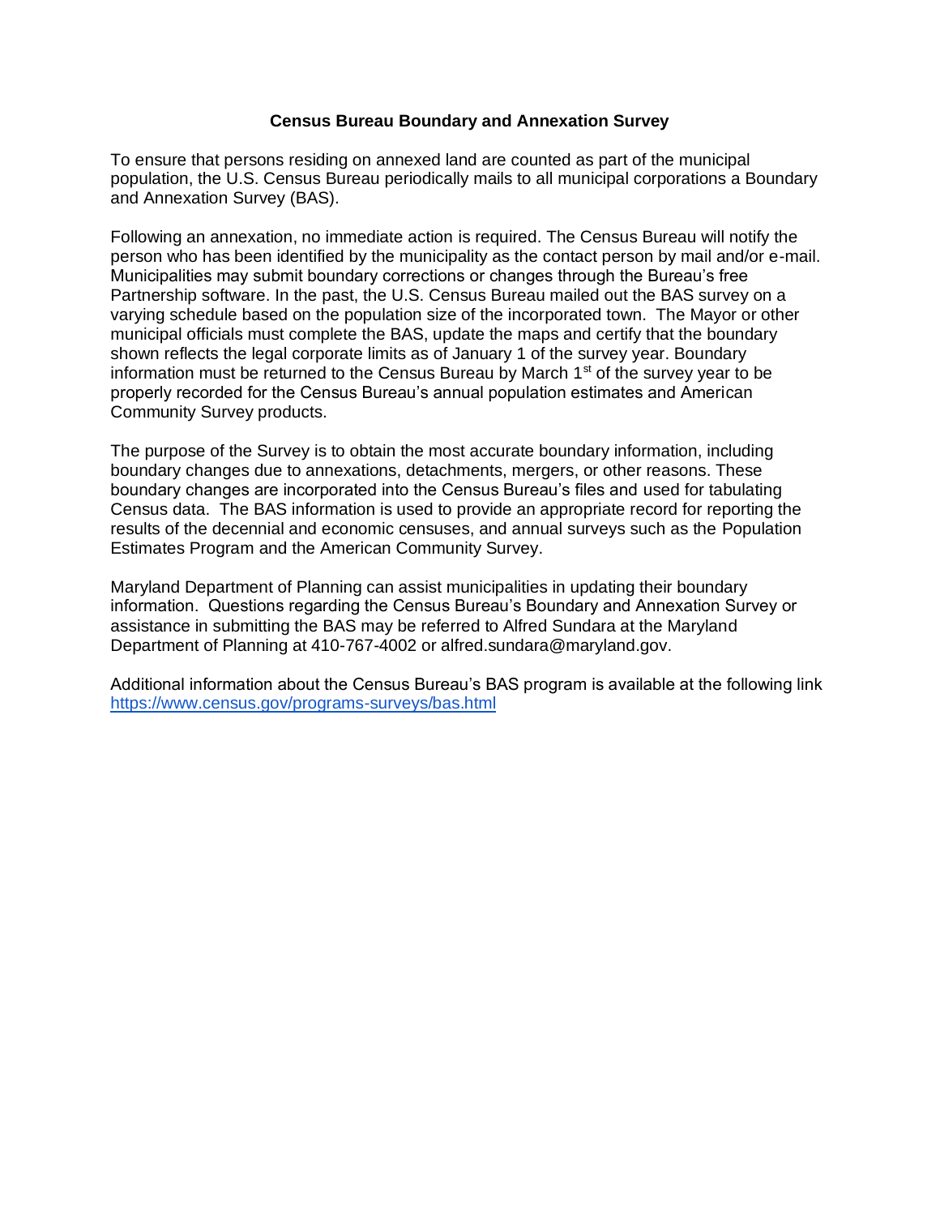**Census Bureau Boundary and Annexation Survey**

To ensure that persons residing on annexed land are counted as part of the municipal population, the U.S. Census Bureau periodically mails to all municipal corporations a Boundary and Annexation Survey (BAS).

Following an annexation, no immediate action is required. The Census Bureau will notify the person who has been identified by the municipality as the contact person by mail and/or e-mail. Municipalities may submit boundary corrections or changes through the Bureau's free Partnership software. In the past, the U.S. Census Bureau mailed out the BAS survey on a varying schedule based on the population size of the incorporated town. The Mayor or other municipal officials must complete the BAS, update the maps and certify that the boundary shown reflects the legal corporate limits as of January 1 of the survey year. Boundary information must be returned to the Census Bureau by March 1st of the survey year to be properly recorded for the Census Bureau's annual population estimates and American Community Survey products.

The purpose of the Survey is to obtain the most accurate boundary information, including boundary changes due to annexations, detachments, mergers, or other reasons. These boundary changes are incorporated into the Census Bureau's files and used for tabulating Census data. The BAS information is used to provide an appropriate record for reporting the results of the decennial and economic censuses, and annual surveys such as the Population Estimates Program and the American Community Survey.

Maryland Department of Planning can assist municipalities in updating their boundary information. Questions regarding the Census Bureau's Boundary and Annexation Survey or assistance in submitting the BAS may be referred to Alfred Sundara at the Maryland Department of Planning at 410-767-4002 or alfred.sundara@maryland.gov.

Additional information about the Census Bureau's BAS program is available at the following link [https://www.census.gov/programs-surveys/bas.html](https://www.census.gov/programs-surveys/bas.html)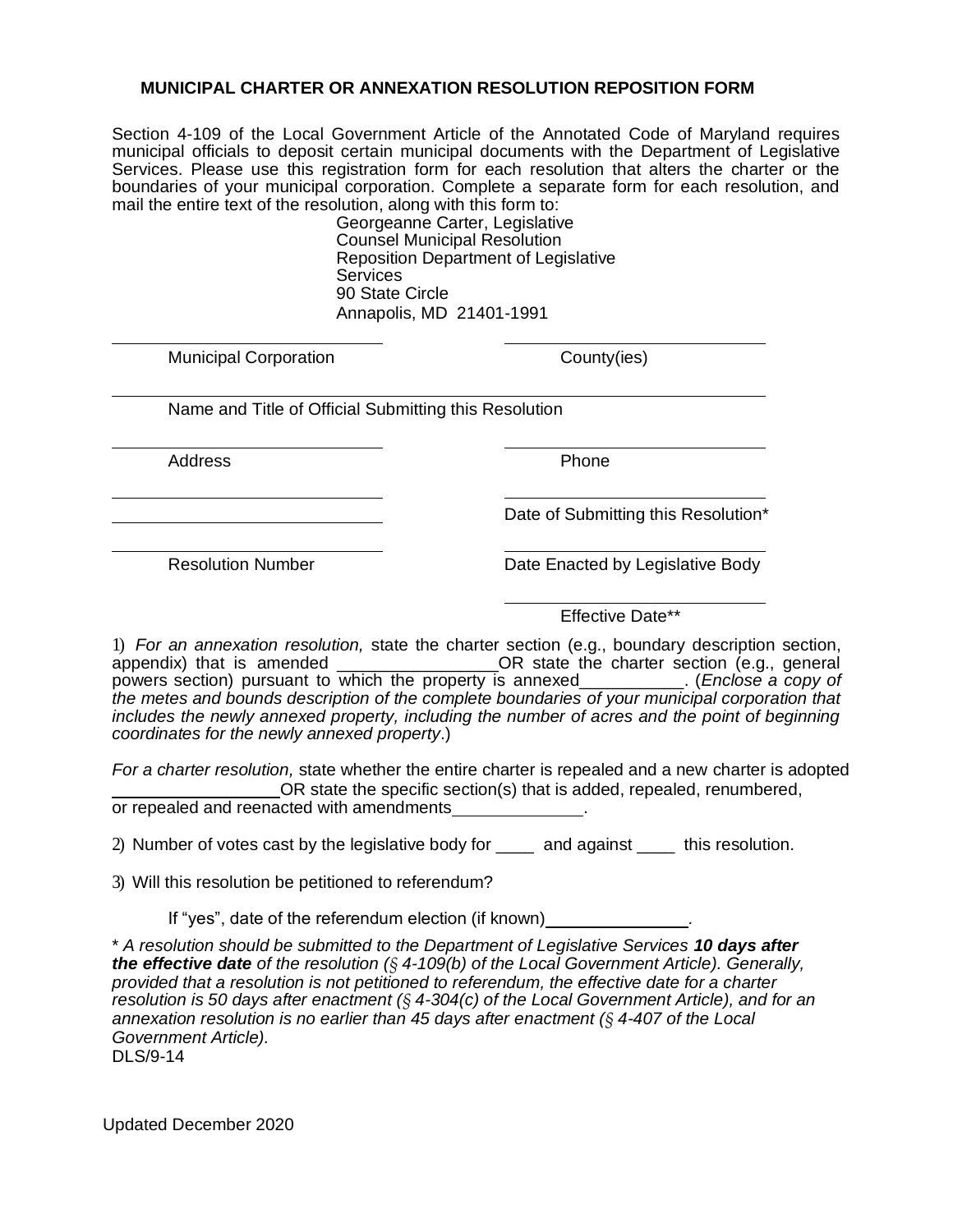## MUNICIPAL CHARTER OR ANNEXATION RESOLUTION REPOSITION FORM

Section 4-109 of the Local Government Article of the Annotated Code of Maryland requires municipal officials to deposit certain municipal documents with the Department of Legislative Services. Please use this registration form for each resolution that alters the charter or the boundaries of your municipal corporation. Complete a separate form for each resolution, and mail the entire text of the resolution, along with this form to:

Georgeanne Carter, Legislative
Counsel Municipal Resolution
Reposition Department of Legislative
Services
90 State Circle
Annapolis, MD 21401-1991

| | |
|---|---|
| ______________________________ | ______________________________ |
| Municipal Corporation | County(ies) |

______________________________________________________________

Name and Title of Official Submitting this Resolution

| | |
|---|---|
| ______________________________ | ______________________________ |
| Address | Phone |
| ______________________________ | ______________________________ |
| ______________________________ | Date of Submitting this Resolution* |
| ______________________________ | ______________________________ |
| Resolution Number | Date Enacted by Legislative Body |
| | ______________________________ |
| | Effective Date** |

1) *For an annexation resolution,* state the charter section (e.g., boundary description section, appendix) that is amended ________________OR state the charter section (e.g., general powers section) pursuant to which the property is annexed___________. (*Enclose a copy of the metes and bounds description of the complete boundaries of your municipal corporation that includes the newly annexed property, including the number of acres and the point of beginning coordinates for the newly annexed property*.)

*For a charter resolution,* state whether the entire charter is repealed and a new charter is adopted ________________OR state the specific section(s) that is added, repealed, renumbered, or repealed and reenacted with amendments______________.

2) Number of votes cast by the legislative body for ____ and against ____ this resolution.

3) Will this resolution be petitioned to referendum?

If "yes", date of the referendum election (if known)_______________.

* *A resolution should be submitted to the Department of Legislative Services* ***10 days after the effective date*** *of the resolution (§ 4-109(b) of the Local Government Article). Generally, provided that a resolution is not petitioned to referendum, the effective date for a charter resolution is 50 days after enactment (§ 4-304(c) of the Local Government Article), and for an annexation resolution is no earlier than 45 days after enactment (§ 4-407 of the Local Government Article).*

DLS/9-14

Updated December 2020